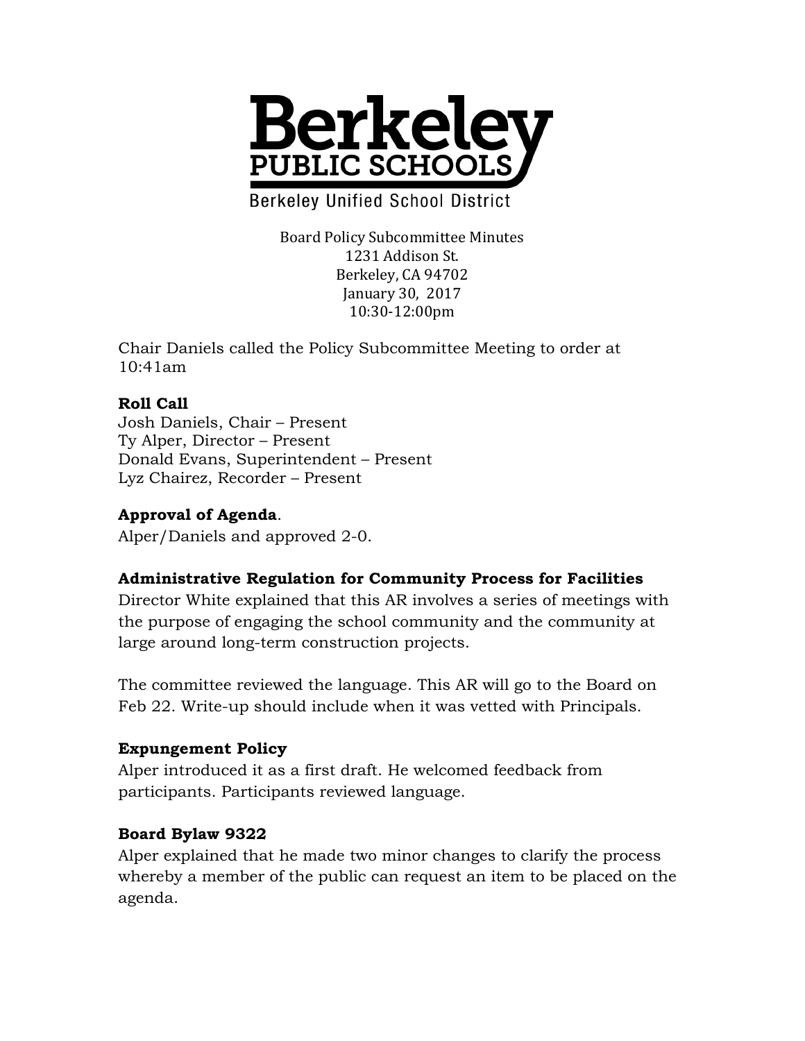# Berkeley PUBLIC SCHOOLS

Berkeley Unified School District

Board Policy Subcommittee Minutes
1231 Addison St.
Berkeley, CA 94702
January 30, 2017
10:30-12:00pm

Chair Daniels called the Policy Subcommittee Meeting to order at 10:41am

**Roll Call**
Josh Daniels, Chair – Present
Ty Alper, Director – Present
Donald Evans, Superintendent – Present
Lyz Chairez, Recorder – Present

**Approval of Agenda**.
Alper/Daniels and approved 2-0.

**Administrative Regulation for Community Process for Facilities**
Director White explained that this AR involves a series of meetings with the purpose of engaging the school community and the community at large around long-term construction projects.

The committee reviewed the language. This AR will go to the Board on Feb 22. Write-up should include when it was vetted with Principals.

**Expungement Policy**
Alper introduced it as a first draft. He welcomed feedback from participants. Participants reviewed language.

**Board Bylaw 9322**
Alper explained that he made two minor changes to clarify the process whereby a member of the public can request an item to be placed on the agenda.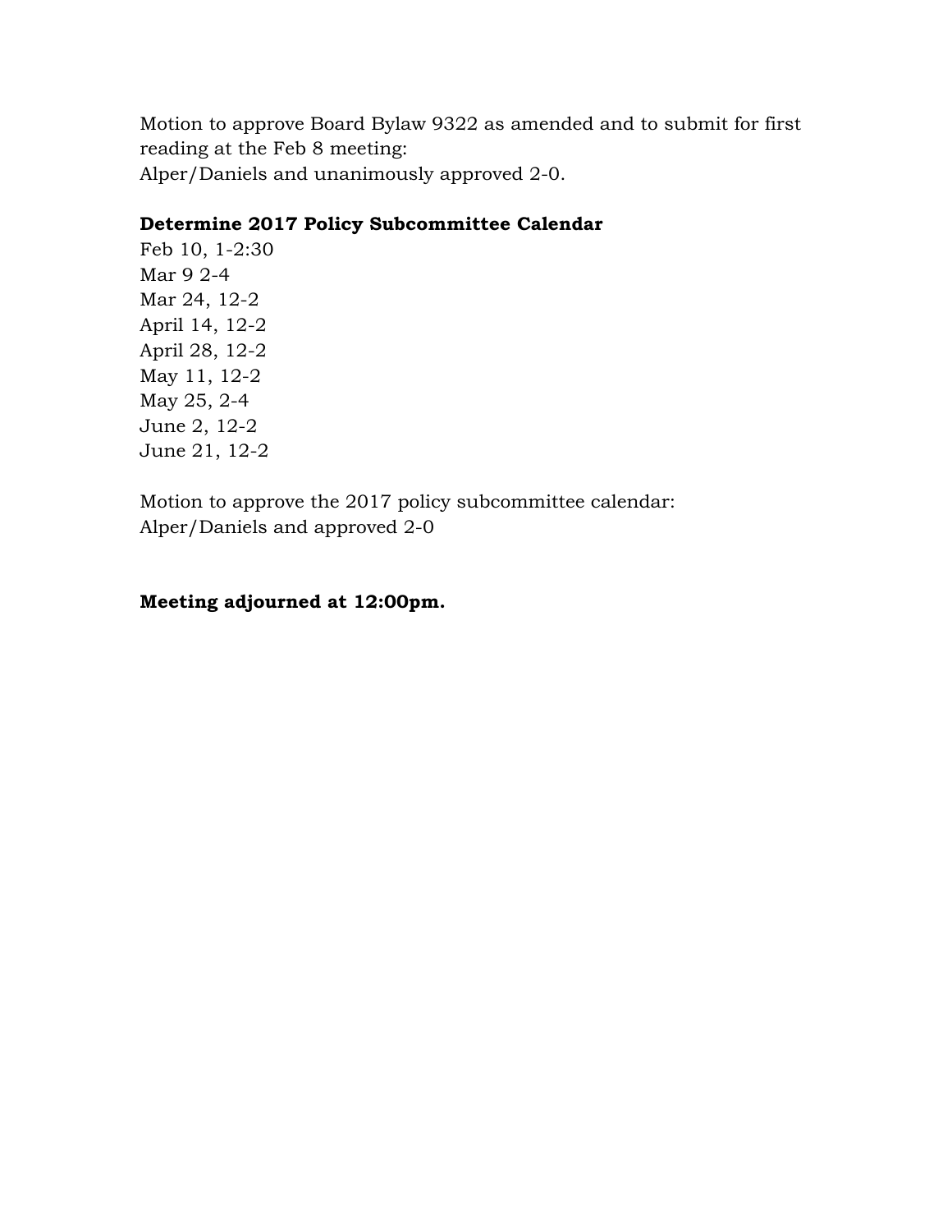Motion to approve Board Bylaw 9322 as amended and to submit for first reading at the Feb 8 meeting:
Alper/Daniels and unanimously approved 2-0.

**Determine 2017 Policy Subcommittee Calendar**

Feb 10, 1-2:30
Mar 9 2-4
Mar 24, 12-2
April 14, 12-2
April 28, 12-2
May 11, 12-2
May 25, 2-4
June 2, 12-2
June 21, 12-2

Motion to approve the 2017 policy subcommittee calendar:
Alper/Daniels and approved 2-0

**Meeting adjourned at 12:00pm.**